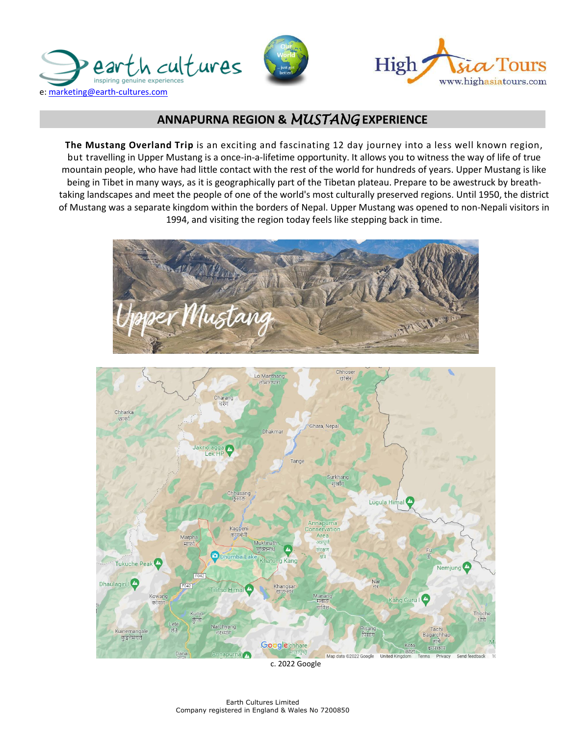e: marketing@earth-cultures.com

## ANNAPURNA REGION & *MUSTANG* EXPERIENCE

**The Mustang Overland Trip** is an exciting and fascinating 12 day journey into a less well known region, but travelling in Upper Mustang is a once-in-a-lifetime opportunity. It allows you to witness the way of life of true mountain people, who have had little contact with the rest of the world for hundreds of years. Upper Mustang is like being in Tibet in many ways, as it is geographically part of the Tibetan plateau. Prepare to be awestruck by breath-taking landscapes and meet the people of one of the world's most culturally preserved regions. Until 1950, the district of Mustang was a separate kingdom within the borders of Nepal. Upper Mustang was opened to non-Nepali visitors in 1994, and visiting the region today feels like stepping back in time.

c. 2022 Google

Earth Cultures Limited
Company registered in England & Wales No 7200850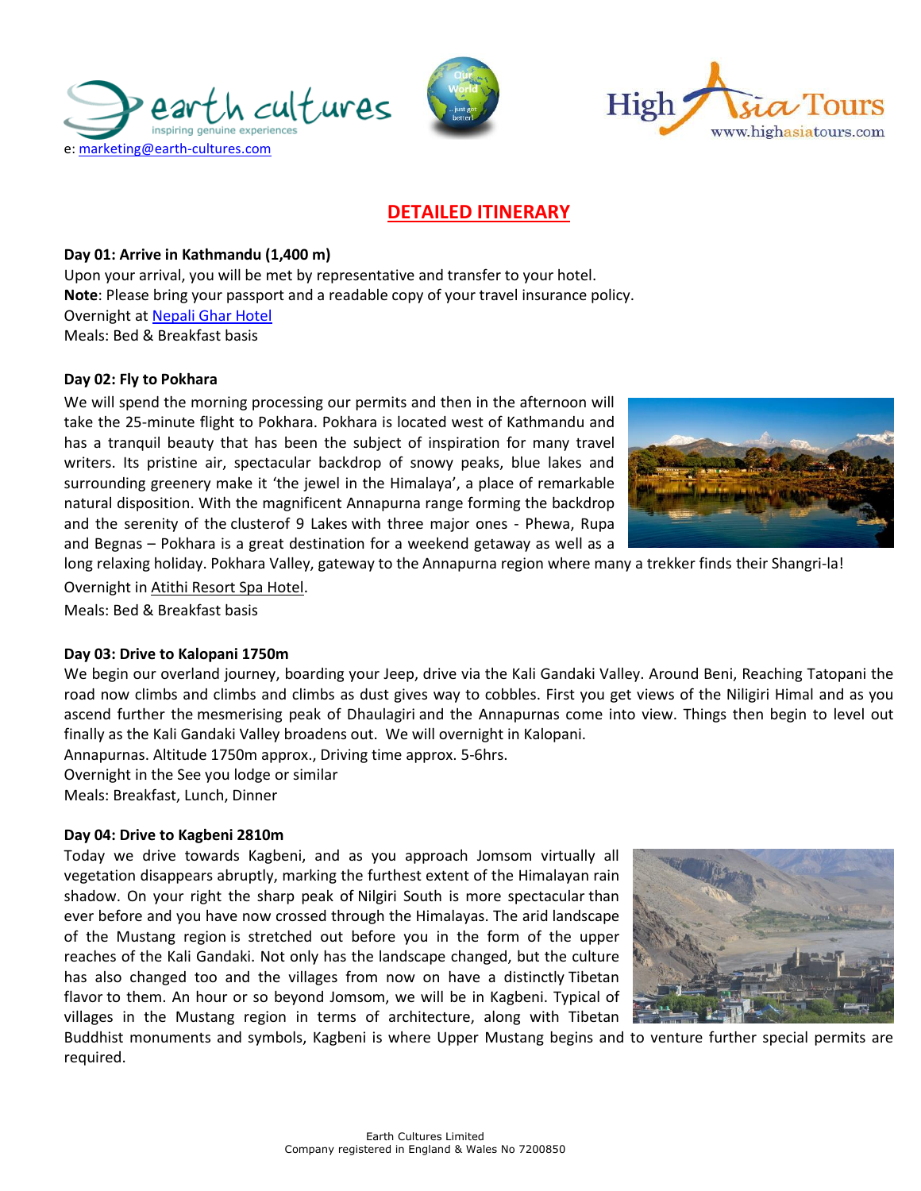e: marketing@earth-cultures.com

## DETAILED ITINERARY

**Day 01: Arrive in Kathmandu (1,400 m)**
Upon your arrival, you will be met by representative and transfer to your hotel.
**Note**: Please bring your passport and a readable copy of your travel insurance policy.
Overnight at Nepali Ghar Hotel
Meals: Bed & Breakfast basis

**Day 02: Fly to Pokhara**
We will spend the morning processing our permits and then in the afternoon will take the 25-minute flight to Pokhara. Pokhara is located west of Kathmandu and has a tranquil beauty that has been the subject of inspiration for many travel writers. Its pristine air, spectacular backdrop of snowy peaks, blue lakes and surrounding greenery make it 'the jewel in the Himalaya', a place of remarkable natural disposition. With the magnificent Annapurna range forming the backdrop and the serenity of the clusterof 9 Lakes with three major ones - Phewa, Rupa and Begnas – Pokhara is a great destination for a weekend getaway as well as a long relaxing holiday. Pokhara Valley, gateway to the Annapurna region where many a trekker finds their Shangri-la!
Overnight in Atithi Resort Spa Hotel.
Meals: Bed & Breakfast basis

**Day 03: Drive to Kalopani 1750m**
We begin our overland journey, boarding your Jeep, drive via the Kali Gandaki Valley. Around Beni, Reaching Tatopani the road now climbs and climbs and climbs as dust gives way to cobbles. First you get views of the Niligiri Himal and as you ascend further the mesmerising peak of Dhaulagiri and the Annapurnas come into view. Things then begin to level out finally as the Kali Gandaki Valley broadens out. We will overnight in Kalopani.
Annapurnas. Altitude 1750m approx., Driving time approx. 5-6hrs.
Overnight in the See you lodge or similar
Meals: Breakfast, Lunch, Dinner

**Day 04: Drive to Kagbeni 2810m**
Today we drive towards Kagbeni, and as you approach Jomsom virtually all vegetation disappears abruptly, marking the furthest extent of the Himalayan rain shadow. On your right the sharp peak of Nilgiri South is more spectacular than ever before and you have now crossed through the Himalayas. The arid landscape of the Mustang region is stretched out before you in the form of the upper reaches of the Kali Gandaki. Not only has the landscape changed, but the culture has also changed too and the villages from now on have a distinctly Tibetan flavor to them. An hour or so beyond Jomsom, we will be in Kagbeni. Typical of villages in the Mustang region in terms of architecture, along with Tibetan Buddhist monuments and symbols, Kagbeni is where Upper Mustang begins and to venture further special permits are required.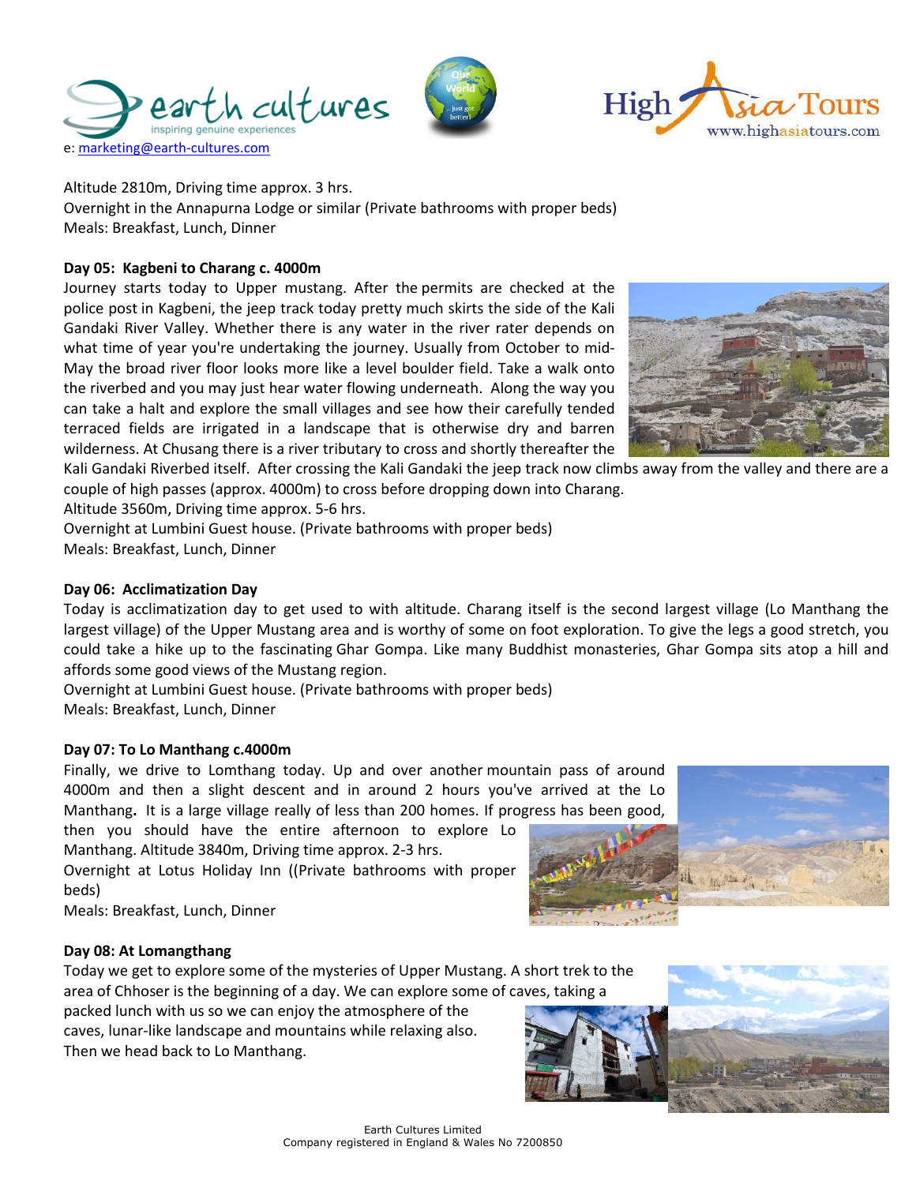Altitude 2810m, Driving time approx. 3 hrs.
Overnight in the Annapurna Lodge or similar (Private bathrooms with proper beds)
Meals: Breakfast, Lunch, Dinner

**Day 05: Kagbeni to Charang c. 4000m**

Journey starts today to Upper mustang. After the permits are checked at the police post in Kagbeni, the jeep track today pretty much skirts the side of the Kali Gandaki River Valley. Whether there is any water in the river rater depends on what time of year you're undertaking the journey. Usually from October to mid-May the broad river floor looks more like a level boulder field. Take a walk onto the riverbed and you may just hear water flowing underneath. Along the way you can take a halt and explore the small villages and see how their carefully tended terraced fields are irrigated in a landscape that is otherwise dry and barren wilderness. At Chusang there is a river tributary to cross and shortly thereafter the Kali Gandaki Riverbed itself. After crossing the Kali Gandaki the jeep track now climbs away from the valley and there are a couple of high passes (approx. 4000m) to cross before dropping down into Charang.
Altitude 3560m, Driving time approx. 5-6 hrs.
Overnight at Lumbini Guest house. (Private bathrooms with proper beds)
Meals: Breakfast, Lunch, Dinner

**Day 06: Acclimatization Day**

Today is acclimatization day to get used to with altitude. Charang itself is the second largest village (Lo Manthang the largest village) of the Upper Mustang area and is worthy of some on foot exploration. To give the legs a good stretch, you could take a hike up to the fascinating Ghar Gompa. Like many Buddhist monasteries, Ghar Gompa sits atop a hill and affords some good views of the Mustang region.
Overnight at Lumbini Guest house. (Private bathrooms with proper beds)
Meals: Breakfast, Lunch, Dinner

**Day 07: To Lo Manthang c.4000m**

Finally, we drive to Lomthang today. Up and over another mountain pass of around 4000m and then a slight descent and in around 2 hours you've arrived at the Lo Manthang**.** It is a large village really of less than 200 homes. If progress has been good, then you should have the entire afternoon to explore Lo Manthang. Altitude 3840m, Driving time approx. 2-3 hrs.
Overnight at Lotus Holiday Inn ((Private bathrooms with proper beds)
Meals: Breakfast, Lunch, Dinner

**Day 08: At Lomangthang**

Today we get to explore some of the mysteries of Upper Mustang. A short trek to the area of Chhoser is the beginning of a day. We can explore some of caves, taking a packed lunch with us so we can enjoy the atmosphere of the caves, lunar-like landscape and mountains while relaxing also. Then we head back to Lo Manthang.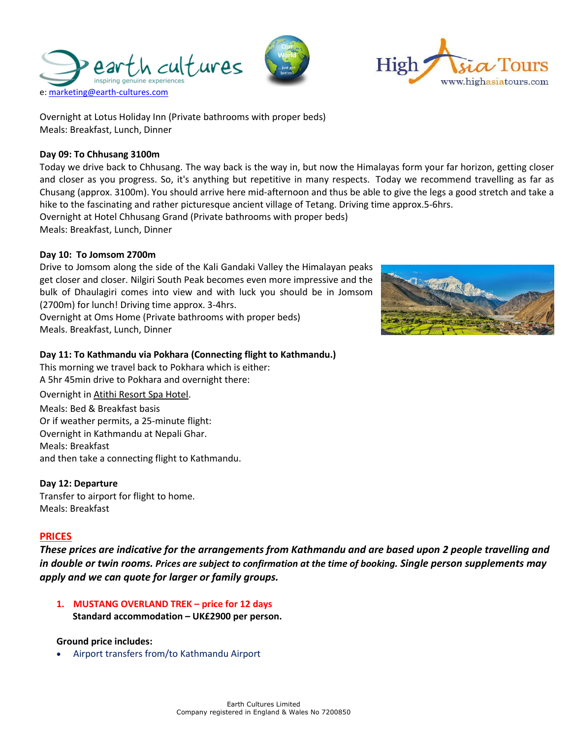e: marketing@earth-cultures.com

Overnight at Lotus Holiday Inn (Private bathrooms with proper beds)
Meals: Breakfast, Lunch, Dinner

**Day 09: To Chhusang 3100m**

Today we drive back to Chhusang. The way back is the way in, but now the Himalayas form your far horizon, getting closer and closer as you progress. So, it's anything but repetitive in many respects. Today we recommend travelling as far as Chusang (approx. 3100m). You should arrive here mid-afternoon and thus be able to give the legs a good stretch and take a hike to the fascinating and rather picturesque ancient village of Tetang. Driving time approx.5-6hrs.
Overnight at Hotel Chhusang Grand (Private bathrooms with proper beds)
Meals: Breakfast, Lunch, Dinner

**Day 10: To Jomsom 2700m**

Drive to Jomsom along the side of the Kali Gandaki Valley the Himalayan peaks get closer and closer. Nilgiri South Peak becomes even more impressive and the bulk of Dhaulagiri comes into view and with luck you should be in Jomsom (2700m) for lunch! Driving time approx. 3-4hrs.
Overnight at Oms Home (Private bathrooms with proper beds)
Meals. Breakfast, Lunch, Dinner

**Day 11: To Kathmandu via Pokhara (Connecting flight to Kathmandu.)**

This morning we travel back to Pokhara which is either:
A 5hr 45min drive to Pokhara and overnight there:
Overnight in Atithi Resort Spa Hotel.
Meals: Bed & Breakfast basis
Or if weather permits, a 25-minute flight:
Overnight in Kathmandu at Nepali Ghar.
Meals: Breakfast
and then take a connecting flight to Kathmandu.

**Day 12: Departure**

Transfer to airport for flight to home.
Meals: Breakfast

## PRICES

***These prices are indicative for the arrangements from Kathmandu and are based upon 2 people travelling and in double or twin rooms. Prices are subject to confirmation at the time of booking. Single person supplements may apply and we can quote for larger or family groups.***

1. **MUSTANG OVERLAND TREK – price for 12 days**
   **Standard accommodation – UK£2900 per person.**

**Ground price includes:**

- Airport transfers from/to Kathmandu Airport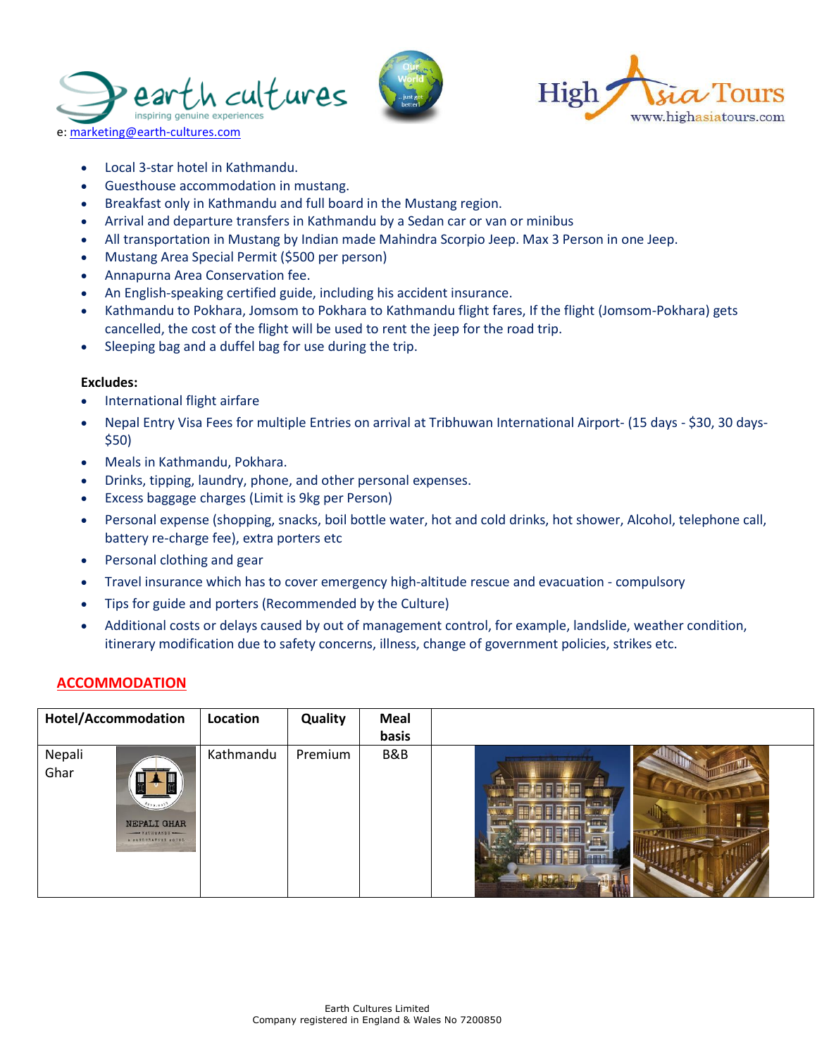e: marketing@earth-cultures.com

- Local 3-star hotel in Kathmandu.
- Guesthouse accommodation in mustang.
- Breakfast only in Kathmandu and full board in the Mustang region.
- Arrival and departure transfers in Kathmandu by a Sedan car or van or minibus
- All transportation in Mustang by Indian made Mahindra Scorpio Jeep. Max 3 Person in one Jeep.
- Mustang Area Special Permit ($500 per person)
- Annapurna Area Conservation fee.
- An English-speaking certified guide, including his accident insurance.
- Kathmandu to Pokhara, Jomsom to Pokhara to Kathmandu flight fares, If the flight (Jomsom-Pokhara) gets cancelled, the cost of the flight will be used to rent the jeep for the road trip.
- Sleeping bag and a duffel bag for use during the trip.

**Excludes:**

- International flight airfare
- Nepal Entry Visa Fees for multiple Entries on arrival at Tribhuwan International Airport- (15 days - $30, 30 days- $50)
- Meals in Kathmandu, Pokhara.
- Drinks, tipping, laundry, phone, and other personal expenses.
- Excess baggage charges (Limit is 9kg per Person)
- Personal expense (shopping, snacks, boil bottle water, hot and cold drinks, hot shower, Alcohol, telephone call, battery re-charge fee), extra porters etc
- Personal clothing and gear
- Travel insurance which has to cover emergency high-altitude rescue and evacuation - compulsory
- Tips for guide and porters (Recommended by the Culture)
- Additional costs or delays caused by out of management control, for example, landslide, weather condition, itinerary modification due to safety concerns, illness, change of government policies, strikes etc.

## ACCOMMODATION

| Hotel/Accommodation | Location | Quality | Meal basis | |
|---|---|---|---|---|
| Nepali Ghar | Kathmandu | Premium | B&B | |

Earth Cultures Limited
Company registered in England & Wales No 7200850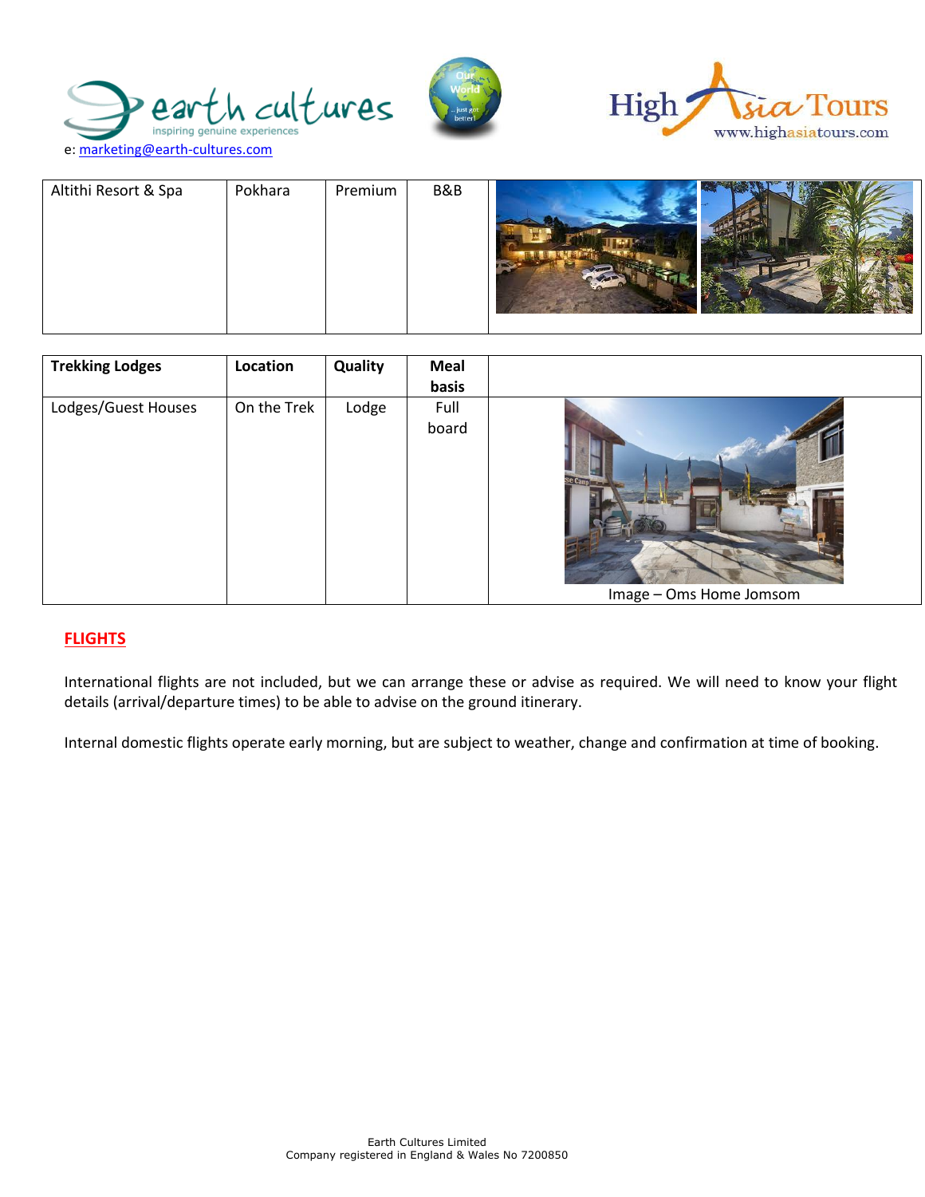e: marketing@earth-cultures.com

| Altithi Resort & Spa | Pokhara | Premium | B&B | |
|---|---|---|---|---|

| **Trekking Lodges** | **Location** | **Quality** | **Meal basis** | |
|---|---|---|---|---|
| Lodges/Guest Houses | On the Trek | Lodge | Full board | Image – Oms Home Jomsom |

## FLIGHTS

International flights are not included, but we can arrange these or advise as required. We will need to know your flight details (arrival/departure times) to be able to advise on the ground itinerary.

Internal domestic flights operate early morning, but are subject to weather, change and confirmation at time of booking.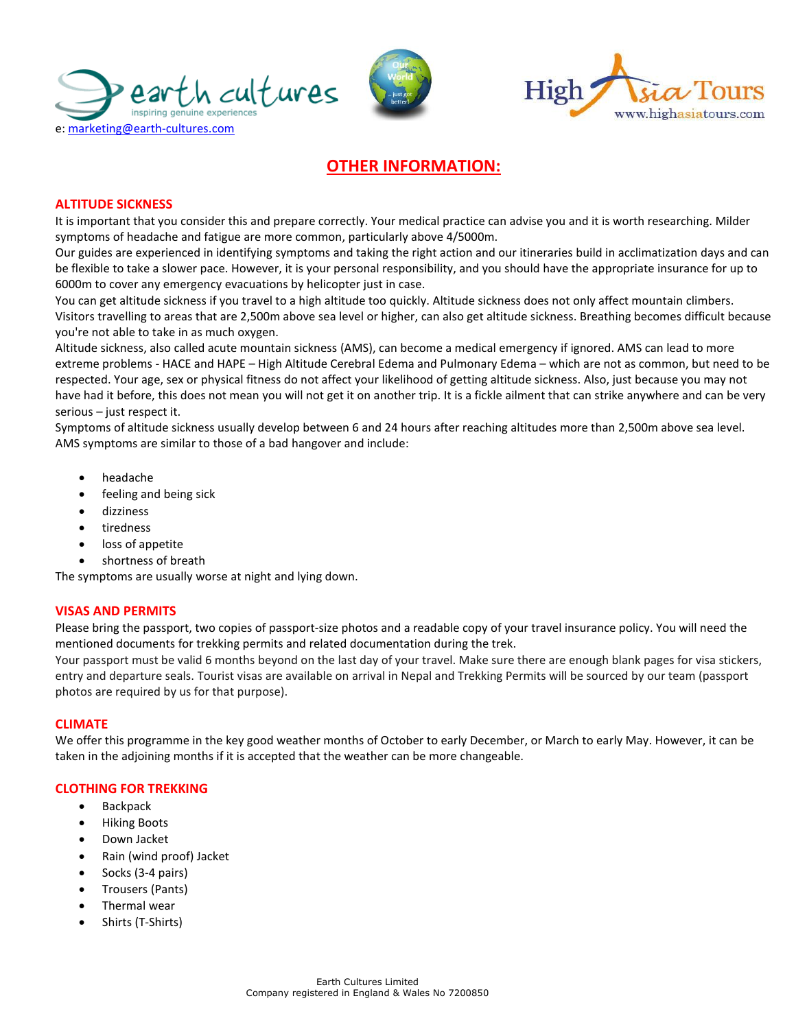e: marketing@earth-cultures.com

# OTHER INFORMATION:

## ALTITUDE SICKNESS

It is important that you consider this and prepare correctly. Your medical practice can advise you and it is worth researching. Milder symptoms of headache and fatigue are more common, particularly above 4/5000m.

Our guides are experienced in identifying symptoms and taking the right action and our itineraries build in acclimatization days and can be flexible to take a slower pace. However, it is your personal responsibility, and you should have the appropriate insurance for up to 6000m to cover any emergency evacuations by helicopter just in case.

You can get altitude sickness if you travel to a high altitude too quickly. Altitude sickness does not only affect mountain climbers. Visitors travelling to areas that are 2,500m above sea level or higher, can also get altitude sickness. Breathing becomes difficult because you're not able to take in as much oxygen.

Altitude sickness, also called acute mountain sickness (AMS), can become a medical emergency if ignored. AMS can lead to more extreme problems - HACE and HAPE – High Altitude Cerebral Edema and Pulmonary Edema – which are not as common, but need to be respected. Your age, sex or physical fitness do not affect your likelihood of getting altitude sickness. Also, just because you may not have had it before, this does not mean you will not get it on another trip. It is a fickle ailment that can strike anywhere and can be very serious – just respect it.

Symptoms of altitude sickness usually develop between 6 and 24 hours after reaching altitudes more than 2,500m above sea level. AMS symptoms are similar to those of a bad hangover and include:

- headache
- feeling and being sick
- dizziness
- tiredness
- loss of appetite
- shortness of breath

The symptoms are usually worse at night and lying down.

## VISAS AND PERMITS

Please bring the passport, two copies of passport-size photos and a readable copy of your travel insurance policy. You will need the mentioned documents for trekking permits and related documentation during the trek.

Your passport must be valid 6 months beyond on the last day of your travel. Make sure there are enough blank pages for visa stickers, entry and departure seals. Tourist visas are available on arrival in Nepal and Trekking Permits will be sourced by our team (passport photos are required by us for that purpose).

## CLIMATE

We offer this programme in the key good weather months of October to early December, or March to early May. However, it can be taken in the adjoining months if it is accepted that the weather can be more changeable.

## CLOTHING FOR TREKKING

- Backpack
- Hiking Boots
- Down Jacket
- Rain (wind proof) Jacket
- Socks (3-4 pairs)
- Trousers (Pants)
- Thermal wear
- Shirts (T-Shirts)

Earth Cultures Limited
Company registered in England & Wales No 7200850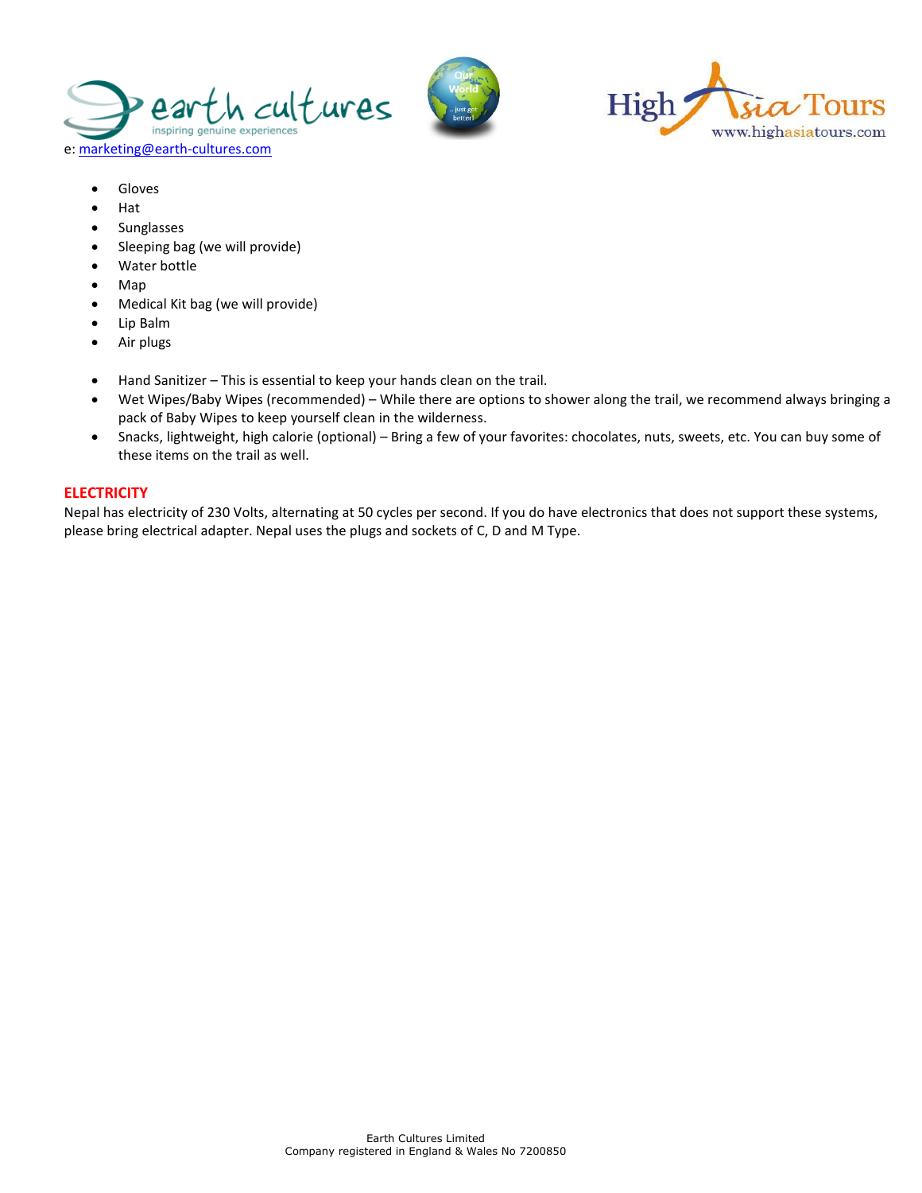- Gloves
- Hat
- Sunglasses
- Sleeping bag (we will provide)
- Water bottle
- Map
- Medical Kit bag (we will provide)
- Lip Balm
- Air plugs

- Hand Sanitizer – This is essential to keep your hands clean on the trail.
- Wet Wipes/Baby Wipes (recommended) – While there are options to shower along the trail, we recommend always bringing a pack of Baby Wipes to keep yourself clean in the wilderness.
- Snacks, lightweight, high calorie (optional) – Bring a few of your favorites: chocolates, nuts, sweets, etc. You can buy some of these items on the trail as well.

## ELECTRICITY

Nepal has electricity of 230 Volts, alternating at 50 cycles per second. If you do have electronics that does not support these systems, please bring electrical adapter. Nepal uses the plugs and sockets of C, D and M Type.